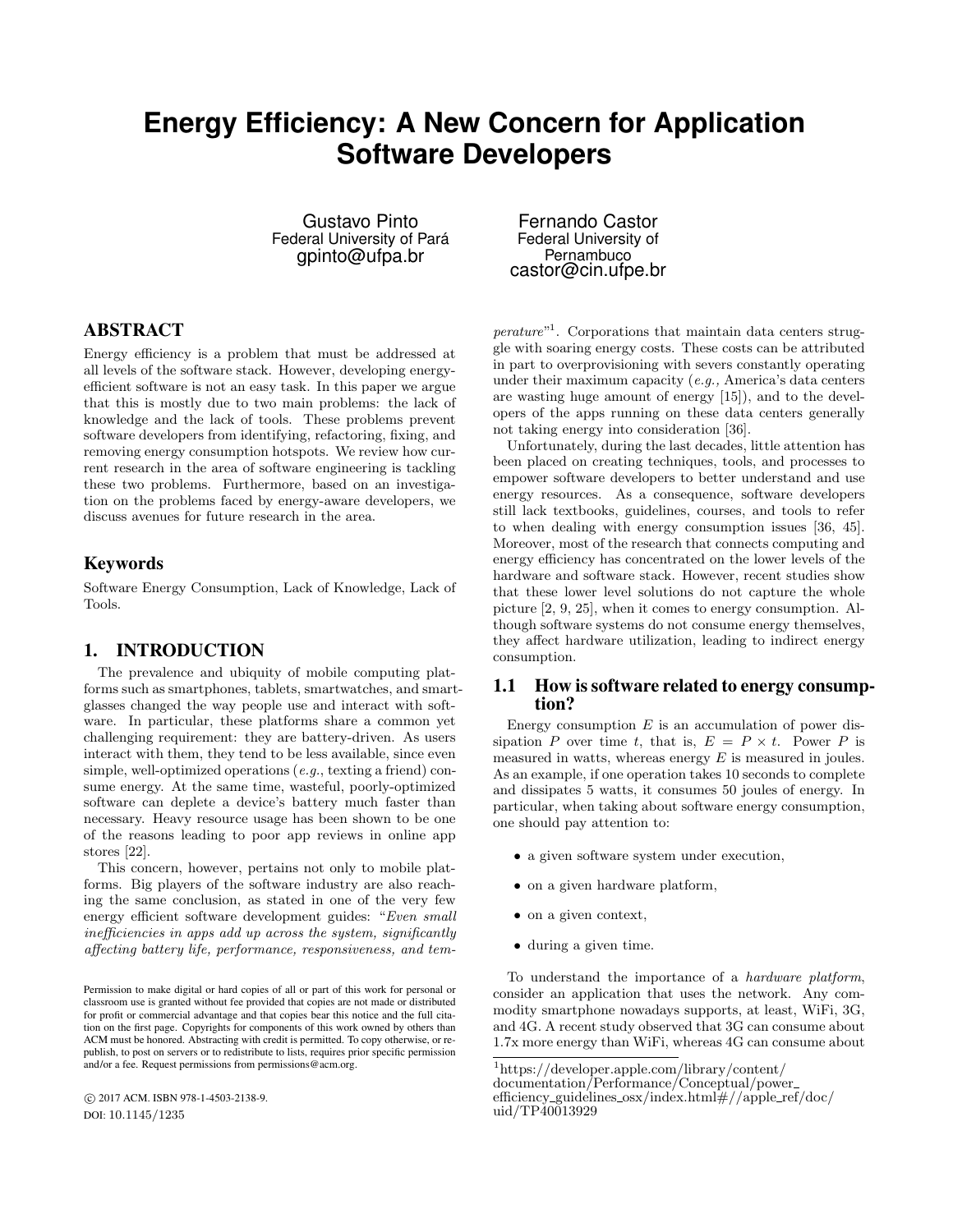# Energy Efficiency: A New Concern for Application Software Developers

Gustavo Pinto
Federal University of Pará
gpinto@ufpa.br

Fernando Castor
Federal University of Pernambuco
castor@cin.ufpe.br

## ABSTRACT

Energy efficiency is a problem that must be addressed at all levels of the software stack. However, developing energy-efficient software is not an easy task. In this paper we argue that this is mostly due to two main problems: the lack of knowledge and the lack of tools. These problems prevent software developers from identifying, refactoring, fixing, and removing energy consumption hotspots. We review how current research in the area of software engineering is tackling these two problems. Furthermore, based on an investigation on the problems faced by energy-aware developers, we discuss avenues for future research in the area.

## Keywords

Software Energy Consumption, Lack of Knowledge, Lack of Tools.

## 1. INTRODUCTION

The prevalence and ubiquity of mobile computing platforms such as smartphones, tablets, smartwatches, and smartglasses changed the way people use and interact with software. In particular, these platforms share a common yet challenging requirement: they are battery-driven. As users interact with them, they tend to be less available, since even simple, well-optimized operations (*e.g.*, texting a friend) consume energy. At the same time, wasteful, poorly-optimized software can deplete a device's battery much faster than necessary. Heavy resource usage has been shown to be one of the reasons leading to poor app reviews in online app stores [22].

This concern, however, pertains not only to mobile platforms. Big players of the software industry are also reaching the same conclusion, as stated in one of the very few energy efficient software development guides: "*Even small inefficiencies in apps add up across the system, significantly affecting battery life, performance, responsiveness, and temperature*"[1]. Corporations that maintain data centers struggle with soaring energy costs. These costs can be attributed in part to overprovisioning with severs constantly operating under their maximum capacity (*e.g.,* America's data centers are wasting huge amount of energy [15]), and to the developers of the apps running on these data centers generally not taking energy into consideration [36].

Unfortunately, during the last decades, little attention has been placed on creating techniques, tools, and processes to empower software developers to better understand and use energy resources. As a consequence, software developers still lack textbooks, guidelines, courses, and tools to refer to when dealing with energy consumption issues [36, 45]. Moreover, most of the research that connects computing and energy efficiency has concentrated on the lower levels of the hardware and software stack. However, recent studies show that these lower level solutions do not capture the whole picture [2, 9, 25], when it comes to energy consumption. Although software systems do not consume energy themselves, they affect hardware utilization, leading to indirect energy consumption.

### 1.1 How is software related to energy consumption?

Energy consumption $E$ is an accumulation of power dissipation $P$ over time $t$, that is, $E = P \times t$. Power $P$ is measured in watts, whereas energy $E$ is measured in joules. As an example, if one operation takes 10 seconds to complete and dissipates 5 watts, it consumes 50 joules of energy. In particular, when taking about software energy consumption, one should pay attention to:

- a given software system under execution,
- on a given hardware platform,
- on a given context,
- during a given time.

To understand the importance of a *hardware platform*, consider an application that uses the network. Any commodity smartphone nowadays supports, at least, WiFi, 3G, and 4G. A recent study observed that 3G can consume about 1.7x more energy than WiFi, whereas 4G can consume about

[1] https://developer.apple.com/library/content/documentation/Performance/Conceptual/power_efficiency_guidelines_osx/index.html#//apple_ref/doc/uid/TP40013929

Permission to make digital or hard copies of all or part of this work for personal or classroom use is granted without fee provided that copies are not made or distributed for profit or commercial advantage and that copies bear this notice and the full citation on the first page. Copyrights for components of this work owned by others than ACM must be honored. Abstracting with credit is permitted. To copy otherwise, or republish, to post on servers or to redistribute to lists, requires prior specific permission and/or a fee. Request permissions from permissions@acm.org.

© 2017 ACM. ISBN 978-1-4503-2138-9.
DOI: 10.1145/1235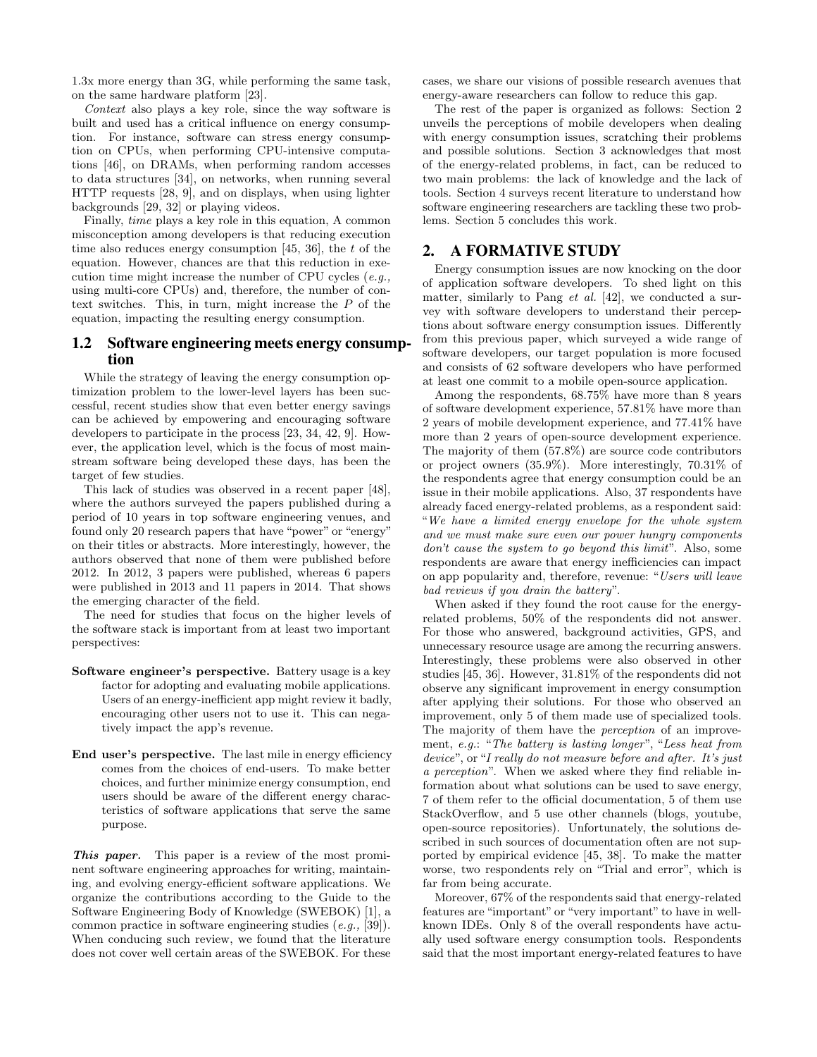1.3x more energy than 3G, while performing the same task, on the same hardware platform [23].

*Context* also plays a key role, since the way software is built and used has a critical influence on energy consumption. For instance, software can stress energy consumption on CPUs, when performing CPU-intensive computations [46], on DRAMs, when performing random accesses to data structures [34], on networks, when running several HTTP requests [28, 9], and on displays, when using lighter backgrounds [29, 32] or playing videos.

Finally, *time* plays a key role in this equation, A common misconception among developers is that reducing execution time also reduces energy consumption [45, 36], the $t$ of the equation. However, chances are that this reduction in execution time might increase the number of CPU cycles (*e.g.,* using multi-core CPUs) and, therefore, the number of context switches. This, in turn, might increase the $P$ of the equation, impacting the resulting energy consumption.

### 1.2 Software engineering meets energy consumption

While the strategy of leaving the energy consumption optimization problem to the lower-level layers has been successful, recent studies show that even better energy savings can be achieved by empowering and encouraging software developers to participate in the process [23, 34, 42, 9]. However, the application level, which is the focus of most mainstream software being developed these days, has been the target of few studies.

This lack of studies was observed in a recent paper [48], where the authors surveyed the papers published during a period of 10 years in top software engineering venues, and found only 20 research papers that have "power" or "energy" on their titles or abstracts. More interestingly, however, the authors observed that none of them were published before 2012. In 2012, 3 papers were published, whereas 6 papers were published in 2013 and 11 papers in 2014. That shows the emerging character of the field.

The need for studies that focus on the higher levels of the software stack is important from at least two important perspectives:

**Software engineer's perspective.** Battery usage is a key factor for adopting and evaluating mobile applications. Users of an energy-inefficient app might review it badly, encouraging other users not to use it. This can negatively impact the app's revenue.

**End user's perspective.** The last mile in energy efficiency comes from the choices of end-users. To make better choices, and further minimize energy consumption, end users should be aware of the different energy characteristics of software applications that serve the same purpose.

***This paper.*** This paper is a review of the most prominent software engineering approaches for writing, maintaining, and evolving energy-efficient software applications. We organize the contributions according to the Guide to the Software Engineering Body of Knowledge (SWEBOK) [1], a common practice in software engineering studies (*e.g.,* [39]). When conducing such review, we found that the literature does not cover well certain areas of the SWEBOK. For these cases, we share our visions of possible research avenues that energy-aware researchers can follow to reduce this gap.

The rest of the paper is organized as follows: Section 2 unveils the perceptions of mobile developers when dealing with energy consumption issues, scratching their problems and possible solutions. Section 3 acknowledges that most of the energy-related problems, in fact, can be reduced to two main problems: the lack of knowledge and the lack of tools. Section 4 surveys recent literature to understand how software engineering researchers are tackling these two problems. Section 5 concludes this work.

## 2. A FORMATIVE STUDY

Energy consumption issues are now knocking on the door of application software developers. To shed light on this matter, similarly to Pang *et al.* [42], we conducted a survey with software developers to understand their perceptions about software energy consumption issues. Differently from this previous paper, which surveyed a wide range of software developers, our target population is more focused and consists of 62 software developers who have performed at least one commit to a mobile open-source application.

Among the respondents, 68.75% have more than 8 years of software development experience, 57.81% have more than 2 years of mobile development experience, and 77.41% have more than 2 years of open-source development experience. The majority of them (57.8%) are source code contributors or project owners (35.9%). More interestingly, 70.31% of the respondents agree that energy consumption could be an issue in their mobile applications. Also, 37 respondents have already faced energy-related problems, as a respondent said: "*We have a limited energy envelope for the whole system and we must make sure even our power hungry components don't cause the system to go beyond this limit*". Also, some respondents are aware that energy inefficiencies can impact on app popularity and, therefore, revenue: "*Users will leave bad reviews if you drain the battery*".

When asked if they found the root cause for the energy-related problems, 50% of the respondents did not answer. For those who answered, background activities, GPS, and unnecessary resource usage are among the recurring answers. Interestingly, these problems were also observed in other studies [45, 36]. However, 31.81% of the respondents did not observe any significant improvement in energy consumption after applying their solutions. For those who observed an improvement, only 5 of them made use of specialized tools. The majority of them have the *perception* of an improvement, *e.g.*: "*The battery is lasting longer*", "*Less heat from device*", or "*I really do not measure before and after. It's just a perception*". When we asked where they find reliable information about what solutions can be used to save energy, 7 of them refer to the official documentation, 5 of them use StackOverflow, and 5 use other channels (blogs, youtube, open-source repositories). Unfortunately, the solutions described in such sources of documentation often are not supported by empirical evidence [45, 38]. To make the matter worse, two respondents rely on "Trial and error", which is far from being accurate.

Moreover, 67% of the respondents said that energy-related features are "important" or "very important" to have in well-known IDEs. Only 8 of the overall respondents have actually used software energy consumption tools. Respondents said that the most important energy-related features to have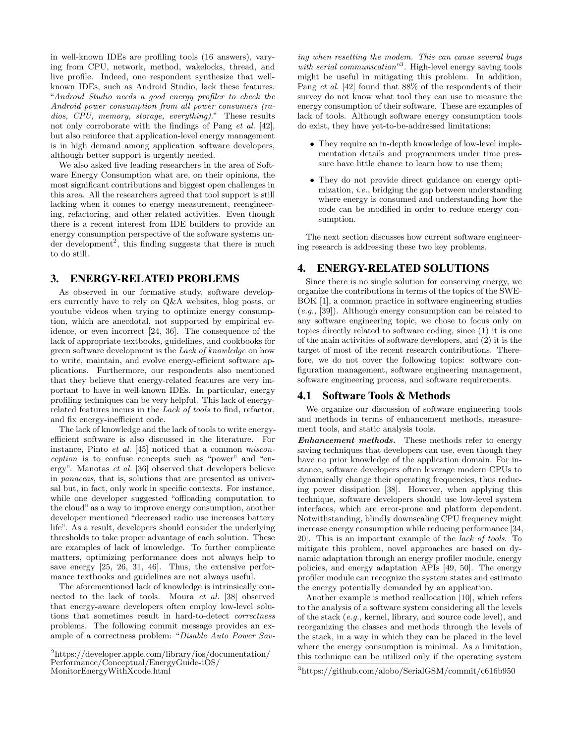in well-known IDEs are profiling tools (16 answers), varying from CPU, network, method, wakelocks, thread, and live profile. Indeed, one respondent synthesize that well-known IDEs, such as Android Studio, lack these features: "*Android Studio needs a good energy profiler to check the Android power consumption from all power consumers (radios, CPU, memory, storage, everything).*" These results not only corroborate with the findings of Pang *et al.* [42], but also reinforce that application-level energy management is in high demand among application software developers, although better support is urgently needed.

We also asked five leading researchers in the area of Software Energy Consumption what are, on their opinions, the most significant contributions and biggest open challenges in this area. All the researchers agreed that tool support is still lacking when it comes to energy measurement, reengineering, refactoring, and other related activities. Even though there is a recent interest from IDE builders to provide an energy consumption perspective of the software systems under development[2], this finding suggests that there is much to do still.

## 3. ENERGY-RELATED PROBLEMS

As observed in our formative study, software developers currently have to rely on Q&A websites, blog posts, or youtube videos when trying to optimize energy consumption, which are anecdotal, not supported by empirical evidence, or even incorrect [24, 36]. The consequence of the lack of appropriate textbooks, guidelines, and cookbooks for green software development is the *Lack of knowledge* on how to write, maintain, and evolve energy-efficient software applications. Furthermore, our respondents also mentioned that they believe that energy-related features are very important to have in well-known IDEs. In particular, energy profiling techniques can be very helpful. This lack of energy-related features incurs in the *Lack of tools* to find, refactor, and fix energy-inefficient code.

The lack of knowledge and the lack of tools to write energy-efficient software is also discussed in the literature. For instance, Pinto *et al.* [45] noticed that a common *misconception* is to confuse concepts such as "power" and "energy". Manotas *et al.* [36] observed that developers believe in *panaceas*, that is, solutions that are presented as universal but, in fact, only work in specific contexts. For instance, while one developer suggested "offloading computation to the cloud" as a way to improve energy consumption, another developer mentioned "decreased radio use increases battery life". As a result, developers should consider the underlying thresholds to take proper advantage of each solution. These are examples of lack of knowledge. To further complicate matters, optimizing performance does not always help to save energy [25, 26, 31, 46]. Thus, the extensive performance textbooks and guidelines are not always useful.

The aforementioned lack of knowledge is intrinsically connected to the lack of tools. Moura *et al.* [38] observed that energy-aware developers often employ low-level solutions that sometimes result in hard-to-detect *correctness* problems. The following commit message provides an example of a correctness problem: "*Disable Auto Power Saving when resetting the modem. This can cause several bugs with serial communication*"[3]. High-level energy saving tools might be useful in mitigating this problem. In addition, Pang *et al.* [42] found that 88% of the respondents of their survey do not know what tool they can use to measure the energy consumption of their software. These are examples of lack of tools. Although software energy consumption tools do exist, they have yet-to-be-addressed limitations:

- They require an in-depth knowledge of low-level implementation details and programmers under time pressure have little chance to learn how to use them;
- They do not provide direct guidance on energy optimization, *i.e.*, bridging the gap between understanding where energy is consumed and understanding how the code can be modified in order to reduce energy consumption.

The next section discusses how current software engineering research is addressing these two key problems.

## 4. ENERGY-RELATED SOLUTIONS

Since there is no single solution for conserving energy, we organize the contributions in terms of the topics of the SWEBOK [1], a common practice in software engineering studies (*e.g.,* [39]). Although energy consumption can be related to any software engineering topic, we chose to focus only on topics directly related to software coding, since (1) it is one of the main activities of software developers, and (2) it is the target of most of the recent research contributions. Therefore, we do not cover the following topics: software configuration management, software engineering management, software engineering process, and software requirements.

### 4.1 Software Tools & Methods

We organize our discussion of software engineering tools and methods in terms of enhancement methods, measurement tools, and static analysis tools.

***Enhancement methods.*** These methods refer to energy saving techniques that developers can use, even though they have no prior knowledge of the application domain. For instance, software developers often leverage modern CPUs to dynamically change their operating frequencies, thus reducing power dissipation [38]. However, when applying this technique, software developers should use low-level system interfaces, which are error-prone and platform dependent. Notwithstanding, blindly downscaling CPU frequency might increase energy consumption while reducing performance [34, 20]. This is an important example of the *lack of tools*. To mitigate this problem, novel approaches are based on dynamic adaptation through an energy profiler module, energy policies, and energy adaptation APIs [49, 50]. The energy profiler module can recognize the system states and estimate the energy potentially demanded by an application.

Another example is method reallocation [10], which refers to the analysis of a software system considering all the levels of the stack (*e.g.,* kernel, library, and source code level), and reorganizing the classes and methods through the levels of the stack, in a way in which they can be placed in the level where the energy consumption is minimal. As a limitation, this technique can be utilized only if the operating system

[2]https://developer.apple.com/library/ios/documentation/Performance/Conceptual/EnergyGuide-iOS/MonitorEnergyWithXcode.html

[3]https://github.com/alobo/SerialGSM/commit/c616b950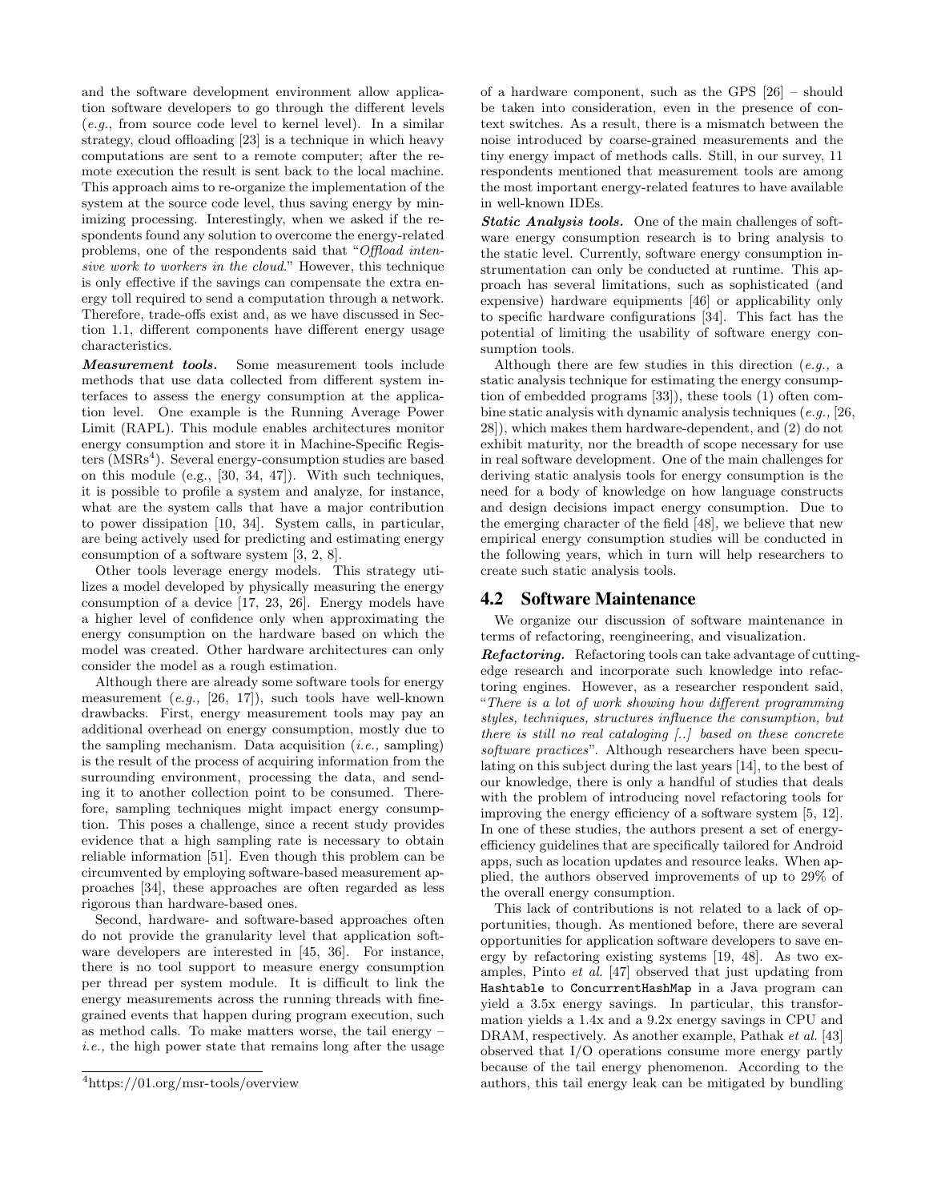and the software development environment allow application software developers to go through the different levels (*e.g.*, from source code level to kernel level). In a similar strategy, cloud offloading [23] is a technique in which heavy computations are sent to a remote computer; after the remote execution the result is sent back to the local machine. This approach aims to re-organize the implementation of the system at the source code level, thus saving energy by minimizing processing. Interestingly, when we asked if the respondents found any solution to overcome the energy-related problems, one of the respondents said that "*Offload intensive work to workers in the cloud*." However, this technique is only effective if the savings can compensate the extra energy toll required to send a computation through a network. Therefore, trade-offs exist and, as we have discussed in Section 1.1, different components have different energy usage characteristics.

***Measurement tools.*** Some measurement tools include methods that use data collected from different system interfaces to assess the energy consumption at the application level. One example is the Running Average Power Limit (RAPL). This module enables architectures monitor energy consumption and store it in Machine-Specific Registers (MSRs[4]). Several energy-consumption studies are based on this module (e.g., [30, 34, 47]). With such techniques, it is possible to profile a system and analyze, for instance, what are the system calls that have a major contribution to power dissipation [10, 34]. System calls, in particular, are being actively used for predicting and estimating energy consumption of a software system [3, 2, 8].

Other tools leverage energy models. This strategy utilizes a model developed by physically measuring the energy consumption of a device [17, 23, 26]. Energy models have a higher level of confidence only when approximating the energy consumption on the hardware based on which the model was created. Other hardware architectures can only consider the model as a rough estimation.

Although there are already some software tools for energy measurement (*e.g.,* [26, 17]), such tools have well-known drawbacks. First, energy measurement tools may pay an additional overhead on energy consumption, mostly due to the sampling mechanism. Data acquisition (*i.e.,* sampling) is the result of the process of acquiring information from the surrounding environment, processing the data, and sending it to another collection point to be consumed. Therefore, sampling techniques might impact energy consumption. This poses a challenge, since a recent study provides evidence that a high sampling rate is necessary to obtain reliable information [51]. Even though this problem can be circumvented by employing software-based measurement approaches [34], these approaches are often regarded as less rigorous than hardware-based ones.

Second, hardware- and software-based approaches often do not provide the granularity level that application software developers are interested in [45, 36]. For instance, there is no tool support to measure energy consumption per thread per system module. It is difficult to link the energy measurements across the running threads with fine-grained events that happen during program execution, such as method calls. To make matters worse, the tail energy – *i.e.,* the high power state that remains long after the usage of a hardware component, such as the GPS [26] – should be taken into consideration, even in the presence of context switches. As a result, there is a mismatch between the noise introduced by coarse-grained measurements and the tiny energy impact of methods calls. Still, in our survey, 11 respondents mentioned that measurement tools are among the most important energy-related features to have available in well-known IDEs.

***Static Analysis tools.*** One of the main challenges of software energy consumption research is to bring analysis to the static level. Currently, software energy consumption instrumentation can only be conducted at runtime. This approach has several limitations, such as sophisticated (and expensive) hardware equipments [46] or applicability only to specific hardware configurations [34]. This fact has the potential of limiting the usability of software energy consumption tools.

Although there are few studies in this direction (*e.g.,* a static analysis technique for estimating the energy consumption of embedded programs [33]), these tools (1) often combine static analysis with dynamic analysis techniques (*e.g.,* [26, 28]), which makes them hardware-dependent, and (2) do not exhibit maturity, nor the breadth of scope necessary for use in real software development. One of the main challenges for deriving static analysis tools for energy consumption is the need for a body of knowledge on how language constructs and design decisions impact energy consumption. Due to the emerging character of the field [48], we believe that new empirical energy consumption studies will be conducted in the following years, which in turn will help researchers to create such static analysis tools.

## 4.2 Software Maintenance

We organize our discussion of software maintenance in terms of refactoring, reengineering, and visualization.

***Refactoring.*** Refactoring tools can take advantage of cutting-edge research and incorporate such knowledge into refactoring engines. However, as a researcher respondent said, "*There is a lot of work showing how different programming styles, techniques, structures influence the consumption, but there is still no real cataloging [..] based on these concrete software practices*". Although researchers have been speculating on this subject during the last years [14], to the best of our knowledge, there is only a handful of studies that deals with the problem of introducing novel refactoring tools for improving the energy efficiency of a software system [5, 12]. In one of these studies, the authors present a set of energy-efficiency guidelines that are specifically tailored for Android apps, such as location updates and resource leaks. When applied, the authors observed improvements of up to 29% of the overall energy consumption.

This lack of contributions is not related to a lack of opportunities, though. As mentioned before, there are several opportunities for application software developers to save energy by refactoring existing systems [19, 48]. As two examples, Pinto *et al.* [47] observed that just updating from `Hashtable` to `ConcurrentHashMap` in a Java program can yield a 3.5x energy savings. In particular, this transformation yields a 1.4x and a 9.2x energy savings in CPU and DRAM, respectively. As another example, Pathak *et al.* [43] observed that I/O operations consume more energy partly because of the tail energy phenomenon. According to the authors, this tail energy leak can be mitigated by bundling

[4]https://01.org/msr-tools/overview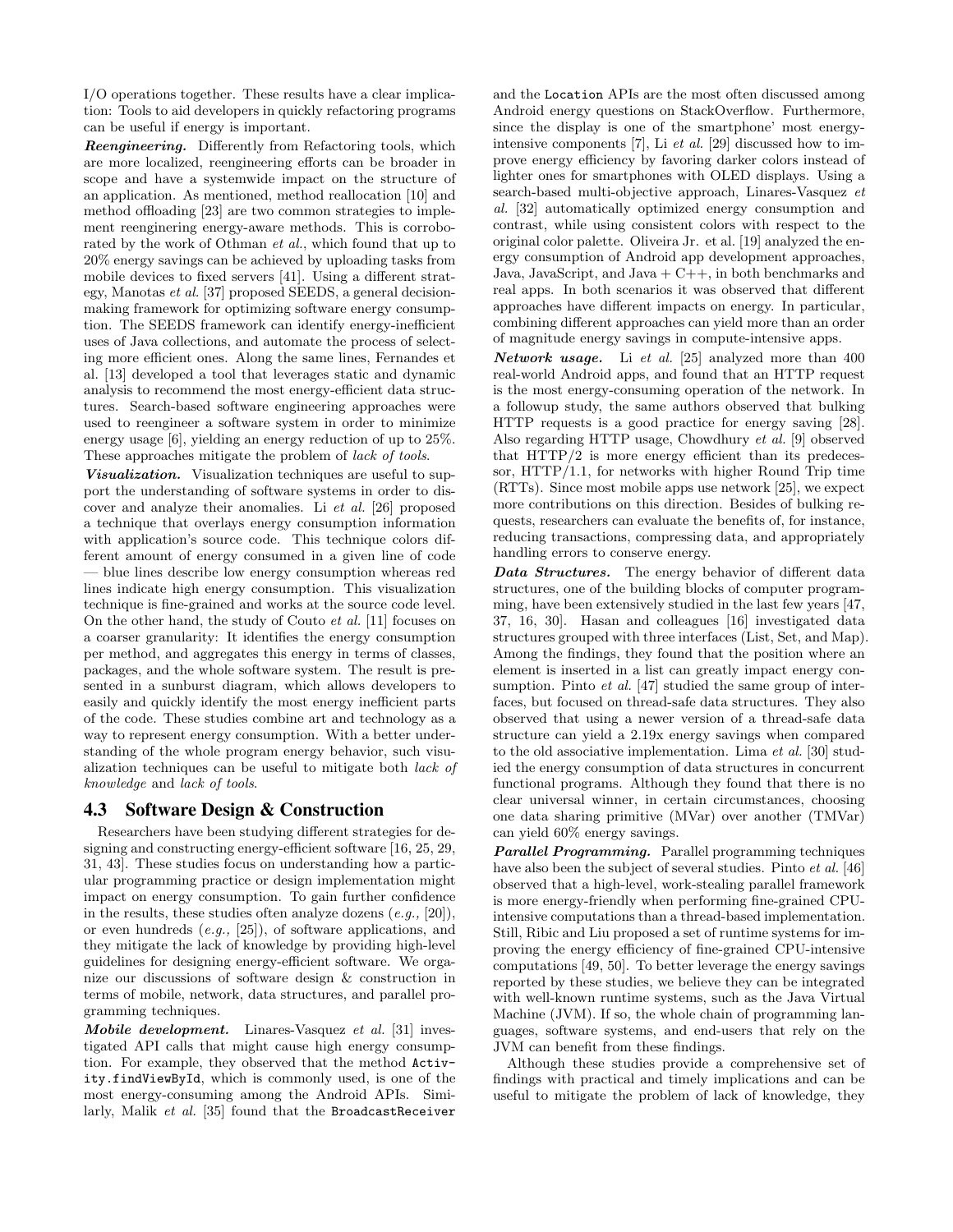I/O operations together. These results have a clear implication: Tools to aid developers in quickly refactoring programs can be useful if energy is important.

***Reengineering.*** Differently from Refactoring tools, which are more localized, reengineering efforts can be broader in scope and have a systemwide impact on the structure of an application. As mentioned, method reallocation [10] and method offloading [23] are two common strategies to implement reenginering energy-aware methods. This is corroborated by the work of Othman *et al.*, which found that up to 20% energy savings can be achieved by uploading tasks from mobile devices to fixed servers [41]. Using a different strategy, Manotas *et al.* [37] proposed SEEDS, a general decision-making framework for optimizing software energy consumption. The SEEDS framework can identify energy-inefficient uses of Java collections, and automate the process of selecting more efficient ones. Along the same lines, Fernandes et al. [13] developed a tool that leverages static and dynamic analysis to recommend the most energy-efficient data structures. Search-based software engineering approaches were used to reengineer a software system in order to minimize energy usage [6], yielding an energy reduction of up to 25%. These approaches mitigate the problem of *lack of tools*.

***Visualization.*** Visualization techniques are useful to support the understanding of software systems in order to discover and analyze their anomalies. Li *et al.* [26] proposed a technique that overlays energy consumption information with application's source code. This technique colors different amount of energy consumed in a given line of code — blue lines describe low energy consumption whereas red lines indicate high energy consumption. This visualization technique is fine-grained and works at the source code level. On the other hand, the study of Couto *et al.* [11] focuses on a coarser granularity: It identifies the energy consumption per method, and aggregates this energy in terms of classes, packages, and the whole software system. The result is presented in a sunburst diagram, which allows developers to easily and quickly identify the most energy inefficient parts of the code. These studies combine art and technology as a way to represent energy consumption. With a better understanding of the whole program energy behavior, such visualization techniques can be useful to mitigate both *lack of knowledge* and *lack of tools*.

## 4.3 Software Design & Construction

Researchers have been studying different strategies for designing and constructing energy-efficient software [16, 25, 29, 31, 43]. These studies focus on understanding how a particular programming practice or design implementation might impact on energy consumption. To gain further confidence in the results, these studies often analyze dozens (*e.g.,* [20]), or even hundreds (*e.g.,* [25]), of software applications, and they mitigate the lack of knowledge by providing high-level guidelines for designing energy-efficient software. We organize our discussions of software design & construction in terms of mobile, network, data structures, and parallel programming techniques.

***Mobile development.*** Linares-Vasquez *et al.* [31] investigated API calls that might cause high energy consumption. For example, they observed that the method `Activity.findViewById`, which is commonly used, is one of the most energy-consuming among the Android APIs. Similarly, Malik *et al.* [35] found that the `BroadcastReceiver` and the `Location` APIs are the most often discussed among Android energy questions on StackOverflow. Furthermore, since the display is one of the smartphone' most energy-intensive components [7], Li *et al.* [29] discussed how to improve energy efficiency by favoring darker colors instead of lighter ones for smartphones with OLED displays. Using a search-based multi-objective approach, Linares-Vasquez *et al.* [32] automatically optimized energy consumption and contrast, while using consistent colors with respect to the original color palette. Oliveira Jr. et al. [19] analyzed the energy consumption of Android app development approaches, Java, JavaScript, and Java + C++, in both benchmarks and real apps. In both scenarios it was observed that different approaches have different impacts on energy. In particular, combining different approaches can yield more than an order of magnitude energy savings in compute-intensive apps.

***Network usage.*** Li *et al.* [25] analyzed more than 400 real-world Android apps, and found that an HTTP request is the most energy-consuming operation of the network. In a followup study, the same authors observed that bulking HTTP requests is a good practice for energy saving [28]. Also regarding HTTP usage, Chowdhury *et al.* [9] observed that HTTP/2 is more energy efficient than its predecessor, HTTP/1.1, for networks with higher Round Trip time (RTTs). Since most mobile apps use network [25], we expect more contributions on this direction. Besides of bulking requests, researchers can evaluate the benefits of, for instance, reducing transactions, compressing data, and appropriately handling errors to conserve energy.

***Data Structures.*** The energy behavior of different data structures, one of the building blocks of computer programming, have been extensively studied in the last few years [47, 37, 16, 30]. Hasan and colleagues [16] investigated data structures grouped with three interfaces (List, Set, and Map). Among the findings, they found that the position where an element is inserted in a list can greatly impact energy consumption. Pinto *et al.* [47] studied the same group of interfaces, but focused on thread-safe data structures. They also observed that using a newer version of a thread-safe data structure can yield a 2.19x energy savings when compared to the old associative implementation. Lima *et al.* [30] studied the energy consumption of data structures in concurrent functional programs. Although they found that there is no clear universal winner, in certain circumstances, choosing one data sharing primitive (MVar) over another (TMVar) can yield 60% energy savings.

***Parallel Programming.*** Parallel programming techniques have also been the subject of several studies. Pinto *et al.* [46] observed that a high-level, work-stealing parallel framework is more energy-friendly when performing fine-grained CPU-intensive computations than a thread-based implementation. Still, Ribic and Liu proposed a set of runtime systems for improving the energy efficiency of fine-grained CPU-intensive computations [49, 50]. To better leverage the energy savings reported by these studies, we believe they can be integrated with well-known runtime systems, such as the Java Virtual Machine (JVM). If so, the whole chain of programming languages, software systems, and end-users that rely on the JVM can benefit from these findings.

Although these studies provide a comprehensive set of findings with practical and timely implications and can be useful to mitigate the problem of lack of knowledge, they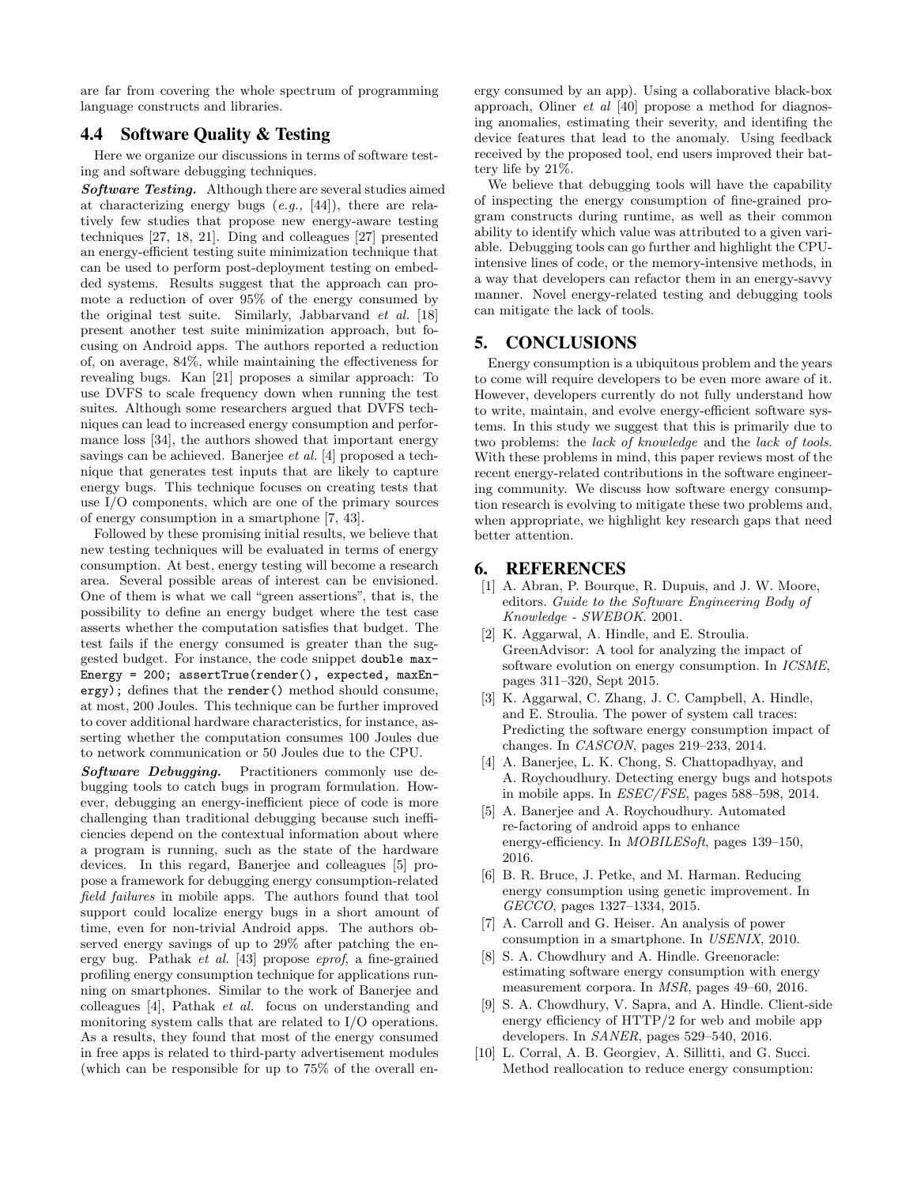are far from covering the whole spectrum of programming language constructs and libraries.

## 4.4 Software Quality & Testing

Here we organize our discussions in terms of software testing and software debugging techniques.

***Software Testing.*** Although there are several studies aimed at characterizing energy bugs (*e.g.,* [44]), there are relatively few studies that propose new energy-aware testing techniques [27, 18, 21]. Ding and colleagues [27] presented an energy-efficient testing suite minimization technique that can be used to perform post-deployment testing on embedded systems. Results suggest that the approach can promote a reduction of over 95% of the energy consumed by the original test suite. Similarly, Jabbarvand *et al.* [18] present another test suite minimization approach, but focusing on Android apps. The authors reported a reduction of, on average, 84%, while maintaining the effectiveness for revealing bugs. Kan [21] proposes a similar approach: To use DVFS to scale frequency down when running the test suites. Although some researchers argued that DVFS techniques can lead to increased energy consumption and performance loss [34], the authors showed that important energy savings can be achieved. Banerjee *et al.* [4] proposed a technique that generates test inputs that are likely to capture energy bugs. This technique focuses on creating tests that use I/O components, which are one of the primary sources of energy consumption in a smartphone [7, 43].

Followed by these promising initial results, we believe that new testing techniques will be evaluated in terms of energy consumption. At best, energy testing will become a research area. Several possible areas of interest can be envisioned. One of them is what we call "green assertions", that is, the possibility to define an energy budget where the test case asserts whether the computation satisfies that budget. The test fails if the energy consumed is greater than the suggested budget. For instance, the code snippet `double maxEnergy = 200; assertTrue(render(), expected, maxEnergy);` defines that the `render()` method should consume, at most, 200 Joules. This technique can be further improved to cover additional hardware characteristics, for instance, asserting whether the computation consumes 100 Joules due to network communication or 50 Joules due to the CPU.

***Software Debugging.*** Practitioners commonly use debugging tools to catch bugs in program formulation. However, debugging an energy-inefficient piece of code is more challenging than traditional debugging because such inefficiencies depend on the contextual information about where a program is running, such as the state of the hardware devices. In this regard, Banerjee and colleagues [5] propose a framework for debugging energy consumption-related *field failures* in mobile apps. The authors found that tool support could localize energy bugs in a short amount of time, even for non-trivial Android apps. The authors observed energy savings of up to 29% after patching the energy bug. Pathak *et al.* [43] propose *eprof*, a fine-grained profiling energy consumption technique for applications running on smartphones. Similar to the work of Banerjee and colleagues [4], Pathak *et al.* focus on understanding and monitoring system calls that are related to I/O operations. As a results, they found that most of the energy consumed in free apps is related to third-party advertisement modules (which can be responsible for up to 75% of the overall energy consumed by an app). Using a collaborative black-box approach, Oliner *et al* [40] propose a method for diagnosing anomalies, estimating their severity, and identifing the device features that lead to the anomaly. Using feedback received by the proposed tool, end users improved their battery life by 21%.

We believe that debugging tools will have the capability of inspecting the energy consumption of fine-grained program constructs during runtime, as well as their common ability to identify which value was attributed to a given variable. Debugging tools can go further and highlight the CPU-intensive lines of code, or the memory-intensive methods, in a way that developers can refactor them in an energy-savvy manner. Novel energy-related testing and debugging tools can mitigate the lack of tools.

# 5. CONCLUSIONS

Energy consumption is a ubiquitous problem and the years to come will require developers to be even more aware of it. However, developers currently do not fully understand how to write, maintain, and evolve energy-efficient software systems. In this study we suggest that this is primarily due to two problems: the *lack of knowledge* and the *lack of tools*. With these problems in mind, this paper reviews most of the recent energy-related contributions in the software engineering community. We discuss how software energy consumption research is evolving to mitigate these two problems and, when appropriate, we highlight key research gaps that need better attention.

# 6. REFERENCES

[1] A. Abran, P. Bourque, R. Dupuis, and J. W. Moore, editors. *Guide to the Software Engineering Body of Knowledge - SWEBOK*. 2001.

[2] K. Aggarwal, A. Hindle, and E. Stroulia. GreenAdvisor: A tool for analyzing the impact of software evolution on energy consumption. In *ICSME*, pages 311–320, Sept 2015.

[3] K. Aggarwal, C. Zhang, J. C. Campbell, A. Hindle, and E. Stroulia. The power of system call traces: Predicting the software energy consumption impact of changes. In *CASCON*, pages 219–233, 2014.

[4] A. Banerjee, L. K. Chong, S. Chattopadhyay, and A. Roychoudhury. Detecting energy bugs and hotspots in mobile apps. In *ESEC/FSE*, pages 588–598, 2014.

[5] A. Banerjee and A. Roychoudhury. Automated re-factoring of android apps to enhance energy-efficiency. In *MOBILESoft*, pages 139–150, 2016.

[6] B. R. Bruce, J. Petke, and M. Harman. Reducing energy consumption using genetic improvement. In *GECCO*, pages 1327–1334, 2015.

[7] A. Carroll and G. Heiser. An analysis of power consumption in a smartphone. In *USENIX*, 2010.

[8] S. A. Chowdhury and A. Hindle. Greenoracle: estimating software energy consumption with energy measurement corpora. In *MSR*, pages 49–60, 2016.

[9] S. A. Chowdhury, V. Sapra, and A. Hindle. Client-side energy efficiency of HTTP/2 for web and mobile app developers. In *SANER*, pages 529–540, 2016.

[10] L. Corral, A. B. Georgiev, A. Sillitti, and G. Succi. Method reallocation to reduce energy consumption: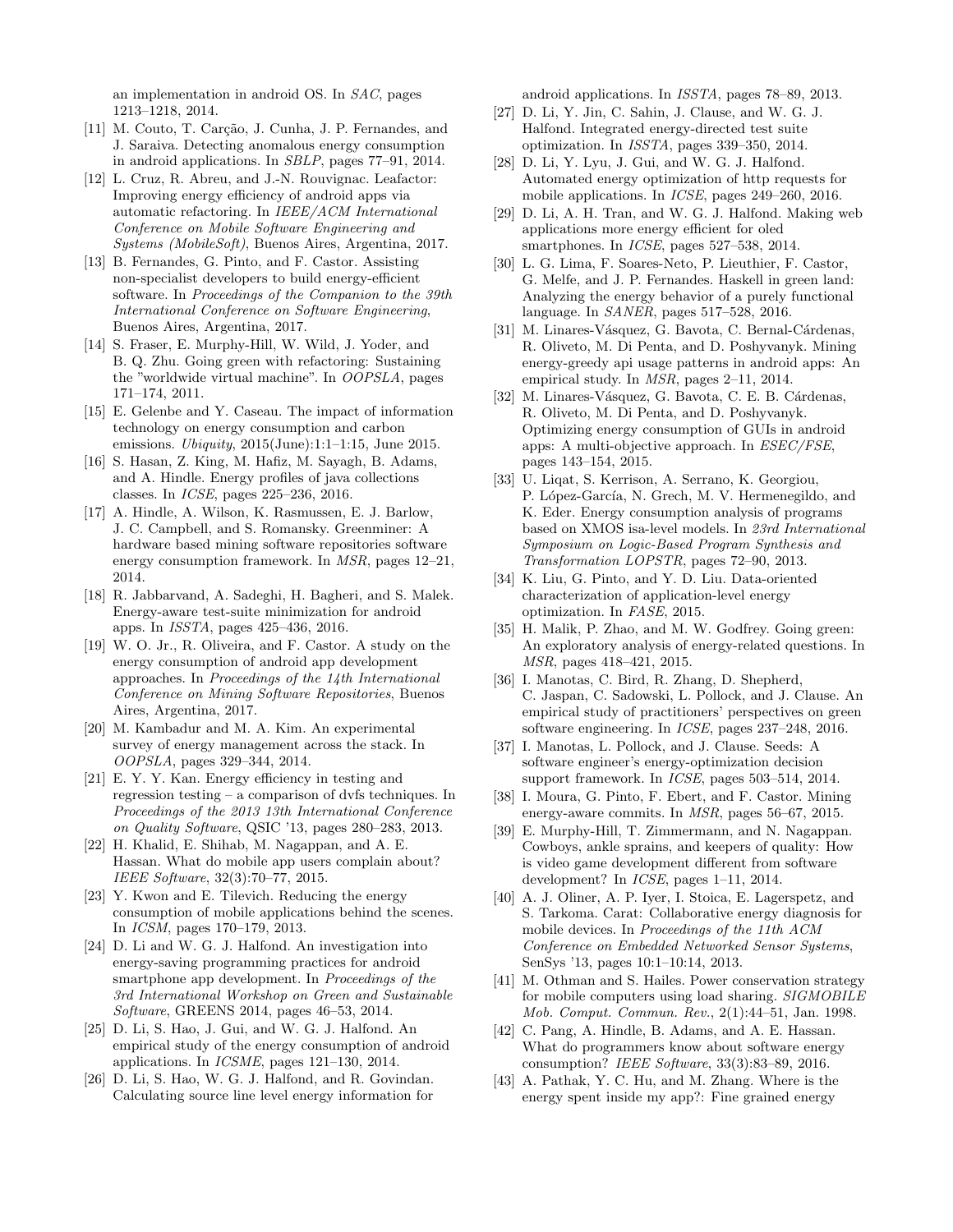an implementation in android OS. In *SAC*, pages 1213–1218, 2014.

[11] M. Couto, T. Carção, J. Cunha, J. P. Fernandes, and J. Saraiva. Detecting anomalous energy consumption in android applications. In *SBLP*, pages 77–91, 2014.

[12] L. Cruz, R. Abreu, and J.-N. Rouvignac. Leafactor: Improving energy efficiency of android apps via automatic refactoring. In *IEEE/ACM International Conference on Mobile Software Engineering and Systems (MobileSoft)*, Buenos Aires, Argentina, 2017.

[13] B. Fernandes, G. Pinto, and F. Castor. Assisting non-specialist developers to build energy-efficient software. In *Proceedings of the Companion to the 39th International Conference on Software Engineering*, Buenos Aires, Argentina, 2017.

[14] S. Fraser, E. Murphy-Hill, W. Wild, J. Yoder, and B. Q. Zhu. Going green with refactoring: Sustaining the "worldwide virtual machine". In *OOPSLA*, pages 171–174, 2011.

[15] E. Gelenbe and Y. Caseau. The impact of information technology on energy consumption and carbon emissions. *Ubiquity*, 2015(June):1:1–1:15, June 2015.

[16] S. Hasan, Z. King, M. Hafiz, M. Sayagh, B. Adams, and A. Hindle. Energy profiles of java collections classes. In *ICSE*, pages 225–236, 2016.

[17] A. Hindle, A. Wilson, K. Rasmussen, E. J. Barlow, J. C. Campbell, and S. Romansky. Greenminer: A hardware based mining software repositories software energy consumption framework. In *MSR*, pages 12–21, 2014.

[18] R. Jabbarvand, A. Sadeghi, H. Bagheri, and S. Malek. Energy-aware test-suite minimization for android apps. In *ISSTA*, pages 425–436, 2016.

[19] W. O. Jr., R. Oliveira, and F. Castor. A study on the energy consumption of android app development approaches. In *Proceedings of the 14th International Conference on Mining Software Repositories*, Buenos Aires, Argentina, 2017.

[20] M. Kambadur and M. A. Kim. An experimental survey of energy management across the stack. In *OOPSLA*, pages 329–344, 2014.

[21] E. Y. Y. Kan. Energy efficiency in testing and regression testing – a comparison of dvfs techniques. In *Proceedings of the 2013 13th International Conference on Quality Software*, QSIC '13, pages 280–283, 2013.

[22] H. Khalid, E. Shihab, M. Nagappan, and A. E. Hassan. What do mobile app users complain about? *IEEE Software*, 32(3):70–77, 2015.

[23] Y. Kwon and E. Tilevich. Reducing the energy consumption of mobile applications behind the scenes. In *ICSM*, pages 170–179, 2013.

[24] D. Li and W. G. J. Halfond. An investigation into energy-saving programming practices for android smartphone app development. In *Proceedings of the 3rd International Workshop on Green and Sustainable Software*, GREENS 2014, pages 46–53, 2014.

[25] D. Li, S. Hao, J. Gui, and W. G. J. Halfond. An empirical study of the energy consumption of android applications. In *ICSME*, pages 121–130, 2014.

[26] D. Li, S. Hao, W. G. J. Halfond, and R. Govindan. Calculating source line level energy information for android applications. In *ISSTA*, pages 78–89, 2013.

[27] D. Li, Y. Jin, C. Sahin, J. Clause, and W. G. J. Halfond. Integrated energy-directed test suite optimization. In *ISSTA*, pages 339–350, 2014.

[28] D. Li, Y. Lyu, J. Gui, and W. G. J. Halfond. Automated energy optimization of http requests for mobile applications. In *ICSE*, pages 249–260, 2016.

[29] D. Li, A. H. Tran, and W. G. J. Halfond. Making web applications more energy efficient for oled smartphones. In *ICSE*, pages 527–538, 2014.

[30] L. G. Lima, F. Soares-Neto, P. Lieuthier, F. Castor, G. Melfe, and J. P. Fernandes. Haskell in green land: Analyzing the energy behavior of a purely functional language. In *SANER*, pages 517–528, 2016.

[31] M. Linares-Vásquez, G. Bavota, C. Bernal-Cárdenas, R. Oliveto, M. Di Penta, and D. Poshyvanyk. Mining energy-greedy api usage patterns in android apps: An empirical study. In *MSR*, pages 2–11, 2014.

[32] M. Linares-Vásquez, G. Bavota, C. E. B. Cárdenas, R. Oliveto, M. Di Penta, and D. Poshyvanyk. Optimizing energy consumption of GUIs in android apps: A multi-objective approach. In *ESEC/FSE*, pages 143–154, 2015.

[33] U. Liqat, S. Kerrison, A. Serrano, K. Georgiou, P. López-García, N. Grech, M. V. Hermenegildo, and K. Eder. Energy consumption analysis of programs based on XMOS isa-level models. In *23rd International Symposium on Logic-Based Program Synthesis and Transformation LOPSTR*, pages 72–90, 2013.

[34] K. Liu, G. Pinto, and Y. D. Liu. Data-oriented characterization of application-level energy optimization. In *FASE*, 2015.

[35] H. Malik, P. Zhao, and M. W. Godfrey. Going green: An exploratory analysis of energy-related questions. In *MSR*, pages 418–421, 2015.

[36] I. Manotas, C. Bird, R. Zhang, D. Shepherd, C. Jaspan, C. Sadowski, L. Pollock, and J. Clause. An empirical study of practitioners' perspectives on green software engineering. In *ICSE*, pages 237–248, 2016.

[37] I. Manotas, L. Pollock, and J. Clause. Seeds: A software engineer's energy-optimization decision support framework. In *ICSE*, pages 503–514, 2014.

[38] I. Moura, G. Pinto, F. Ebert, and F. Castor. Mining energy-aware commits. In *MSR*, pages 56–67, 2015.

[39] E. Murphy-Hill, T. Zimmermann, and N. Nagappan. Cowboys, ankle sprains, and keepers of quality: How is video game development different from software development? In *ICSE*, pages 1–11, 2014.

[40] A. J. Oliner, A. P. Iyer, I. Stoica, E. Lagerspetz, and S. Tarkoma. Carat: Collaborative energy diagnosis for mobile devices. In *Proceedings of the 11th ACM Conference on Embedded Networked Sensor Systems*, SenSys '13, pages 10:1–10:14, 2013.

[41] M. Othman and S. Hailes. Power conservation strategy for mobile computers using load sharing. *SIGMOBILE Mob. Comput. Commun. Rev.*, 2(1):44–51, Jan. 1998.

[42] C. Pang, A. Hindle, B. Adams, and A. E. Hassan. What do programmers know about software energy consumption? *IEEE Software*, 33(3):83–89, 2016.

[43] A. Pathak, Y. C. Hu, and M. Zhang. Where is the energy spent inside my app?: Fine grained energy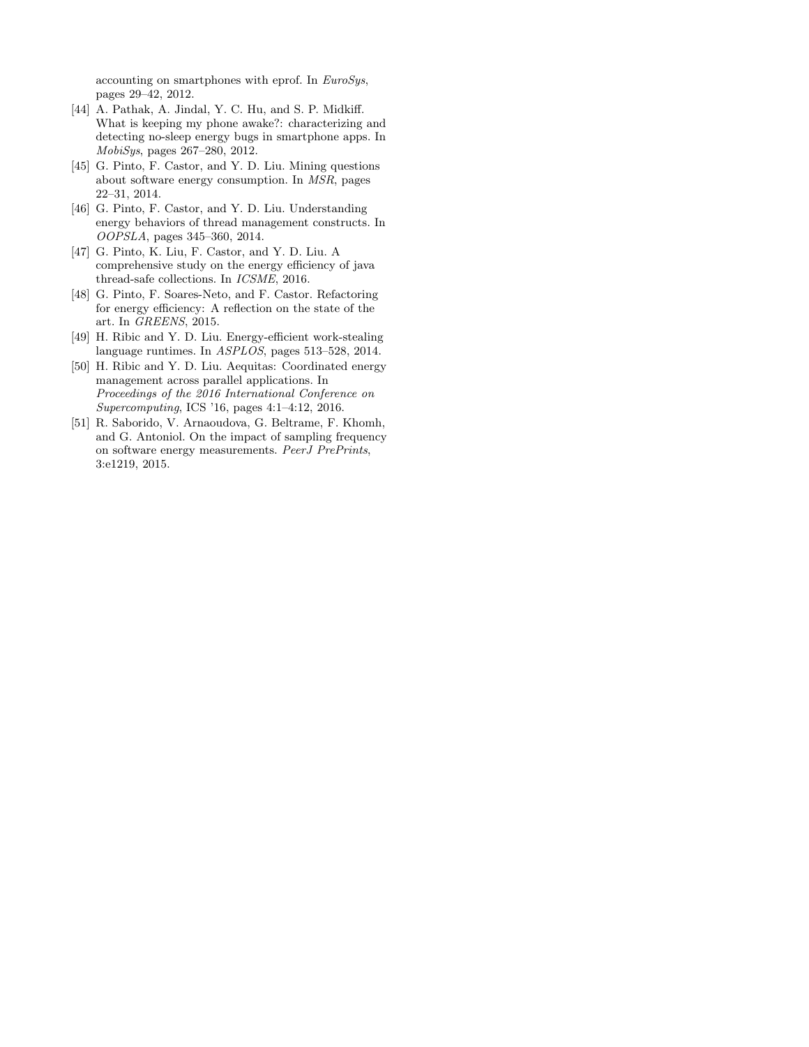accounting on smartphones with eprof. In *EuroSys*, pages 29–42, 2012.

[44] A. Pathak, A. Jindal, Y. C. Hu, and S. P. Midkiff. What is keeping my phone awake?: characterizing and detecting no-sleep energy bugs in smartphone apps. In *MobiSys*, pages 267–280, 2012.

[45] G. Pinto, F. Castor, and Y. D. Liu. Mining questions about software energy consumption. In *MSR*, pages 22–31, 2014.

[46] G. Pinto, F. Castor, and Y. D. Liu. Understanding energy behaviors of thread management constructs. In *OOPSLA*, pages 345–360, 2014.

[47] G. Pinto, K. Liu, F. Castor, and Y. D. Liu. A comprehensive study on the energy efficiency of java thread-safe collections. In *ICSME*, 2016.

[48] G. Pinto, F. Soares-Neto, and F. Castor. Refactoring for energy efficiency: A reflection on the state of the art. In *GREENS*, 2015.

[49] H. Ribic and Y. D. Liu. Energy-efficient work-stealing language runtimes. In *ASPLOS*, pages 513–528, 2014.

[50] H. Ribic and Y. D. Liu. Aequitas: Coordinated energy management across parallel applications. In *Proceedings of the 2016 International Conference on Supercomputing*, ICS '16, pages 4:1–4:12, 2016.

[51] R. Saborido, V. Arnaoudova, G. Beltrame, F. Khomh, and G. Antoniol. On the impact of sampling frequency on software energy measurements. *PeerJ PrePrints*, 3:e1219, 2015.